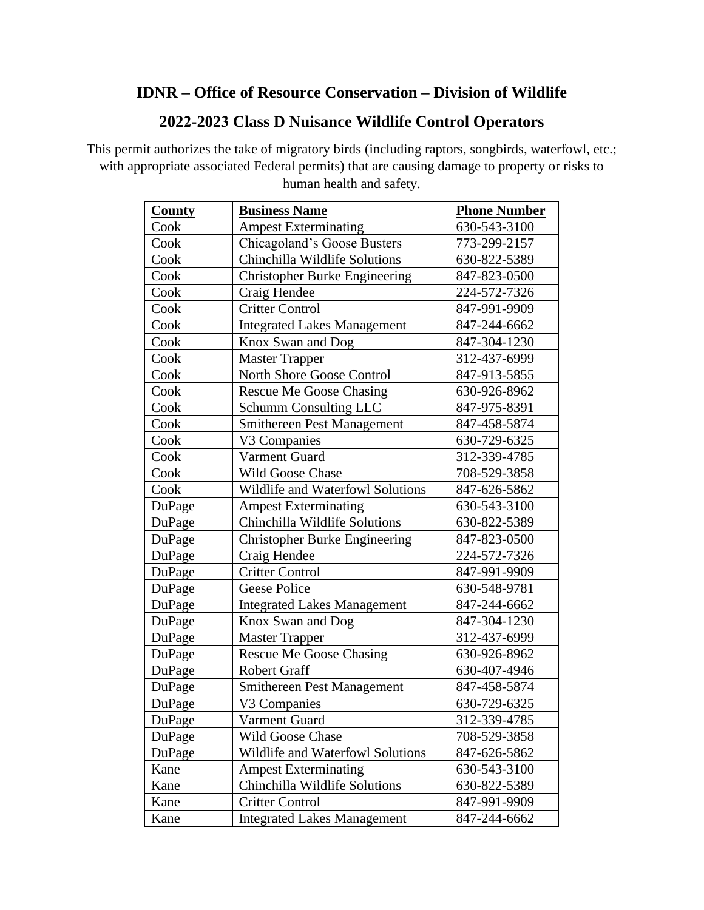## IDNR – Office of Resource Conservation – Division of Wildlife

## 2022-2023 Class D Nuisance Wildlife Control Operators

This permit authorizes the take of migratory birds (including raptors, songbirds, waterfowl, etc.; with appropriate associated Federal permits) that are causing damage to property or risks to human health and safety.

| County | Business Name | Phone Number |
|---|---|---|
| Cook | Ampest Exterminating | 630-543-3100 |
| Cook | Chicagoland's Goose Busters | 773-299-2157 |
| Cook | Chinchilla Wildlife Solutions | 630-822-5389 |
| Cook | Christopher Burke Engineering | 847-823-0500 |
| Cook | Craig Hendee | 224-572-7326 |
| Cook | Critter Control | 847-991-9909 |
| Cook | Integrated Lakes Management | 847-244-6662 |
| Cook | Knox Swan and Dog | 847-304-1230 |
| Cook | Master Trapper | 312-437-6999 |
| Cook | North Shore Goose Control | 847-913-5855 |
| Cook | Rescue Me Goose Chasing | 630-926-8962 |
| Cook | Schumm Consulting LLC | 847-975-8391 |
| Cook | Smithereen Pest Management | 847-458-5874 |
| Cook | V3 Companies | 630-729-6325 |
| Cook | Varment Guard | 312-339-4785 |
| Cook | Wild Goose Chase | 708-529-3858 |
| Cook | Wildlife and Waterfowl Solutions | 847-626-5862 |
| DuPage | Ampest Exterminating | 630-543-3100 |
| DuPage | Chinchilla Wildlife Solutions | 630-822-5389 |
| DuPage | Christopher Burke Engineering | 847-823-0500 |
| DuPage | Craig Hendee | 224-572-7326 |
| DuPage | Critter Control | 847-991-9909 |
| DuPage | Geese Police | 630-548-9781 |
| DuPage | Integrated Lakes Management | 847-244-6662 |
| DuPage | Knox Swan and Dog | 847-304-1230 |
| DuPage | Master Trapper | 312-437-6999 |
| DuPage | Rescue Me Goose Chasing | 630-926-8962 |
| DuPage | Robert Graff | 630-407-4946 |
| DuPage | Smithereen Pest Management | 847-458-5874 |
| DuPage | V3 Companies | 630-729-6325 |
| DuPage | Varment Guard | 312-339-4785 |
| DuPage | Wild Goose Chase | 708-529-3858 |
| DuPage | Wildlife and Waterfowl Solutions | 847-626-5862 |
| Kane | Ampest Exterminating | 630-543-3100 |
| Kane | Chinchilla Wildlife Solutions | 630-822-5389 |
| Kane | Critter Control | 847-991-9909 |
| Kane | Integrated Lakes Management | 847-244-6662 |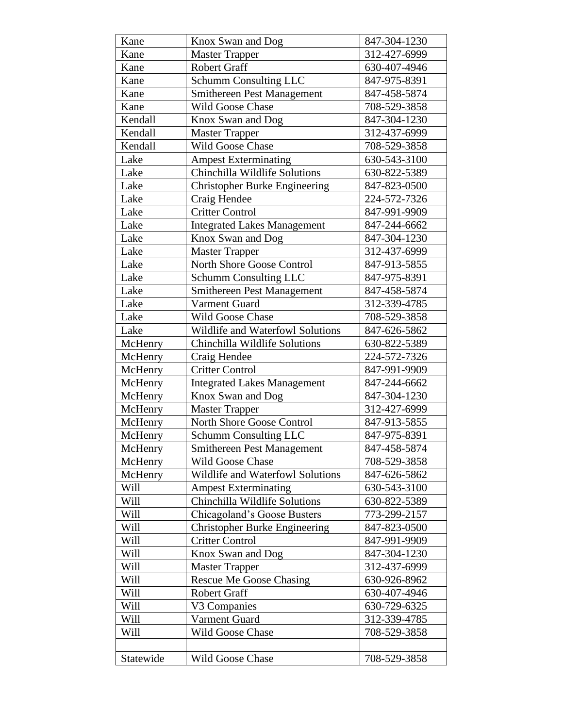| | | |
|---|---|---|
| Kane | Knox Swan and Dog | 847-304-1230 |
| Kane | Master Trapper | 312-427-6999 |
| Kane | Robert Graff | 630-407-4946 |
| Kane | Schumm Consulting LLC | 847-975-8391 |
| Kane | Smithereen Pest Management | 847-458-5874 |
| Kane | Wild Goose Chase | 708-529-3858 |
| Kendall | Knox Swan and Dog | 847-304-1230 |
| Kendall | Master Trapper | 312-437-6999 |
| Kendall | Wild Goose Chase | 708-529-3858 |
| Lake | Ampest Exterminating | 630-543-3100 |
| Lake | Chinchilla Wildlife Solutions | 630-822-5389 |
| Lake | Christopher Burke Engineering | 847-823-0500 |
| Lake | Craig Hendee | 224-572-7326 |
| Lake | Critter Control | 847-991-9909 |
| Lake | Integrated Lakes Management | 847-244-6662 |
| Lake | Knox Swan and Dog | 847-304-1230 |
| Lake | Master Trapper | 312-437-6999 |
| Lake | North Shore Goose Control | 847-913-5855 |
| Lake | Schumm Consulting LLC | 847-975-8391 |
| Lake | Smithereen Pest Management | 847-458-5874 |
| Lake | Varment Guard | 312-339-4785 |
| Lake | Wild Goose Chase | 708-529-3858 |
| Lake | Wildlife and Waterfowl Solutions | 847-626-5862 |
| McHenry | Chinchilla Wildlife Solutions | 630-822-5389 |
| McHenry | Craig Hendee | 224-572-7326 |
| McHenry | Critter Control | 847-991-9909 |
| McHenry | Integrated Lakes Management | 847-244-6662 |
| McHenry | Knox Swan and Dog | 847-304-1230 |
| McHenry | Master Trapper | 312-427-6999 |
| McHenry | North Shore Goose Control | 847-913-5855 |
| McHenry | Schumm Consulting LLC | 847-975-8391 |
| McHenry | Smithereen Pest Management | 847-458-5874 |
| McHenry | Wild Goose Chase | 708-529-3858 |
| McHenry | Wildlife and Waterfowl Solutions | 847-626-5862 |
| Will | Ampest Exterminating | 630-543-3100 |
| Will | Chinchilla Wildlife Solutions | 630-822-5389 |
| Will | Chicagoland's Goose Busters | 773-299-2157 |
| Will | Christopher Burke Engineering | 847-823-0500 |
| Will | Critter Control | 847-991-9909 |
| Will | Knox Swan and Dog | 847-304-1230 |
| Will | Master Trapper | 312-437-6999 |
| Will | Rescue Me Goose Chasing | 630-926-8962 |
| Will | Robert Graff | 630-407-4946 |
| Will | V3 Companies | 630-729-6325 |
| Will | Varment Guard | 312-339-4785 |
| Will | Wild Goose Chase | 708-529-3858 |
| | | |
| Statewide | Wild Goose Chase | 708-529-3858 |